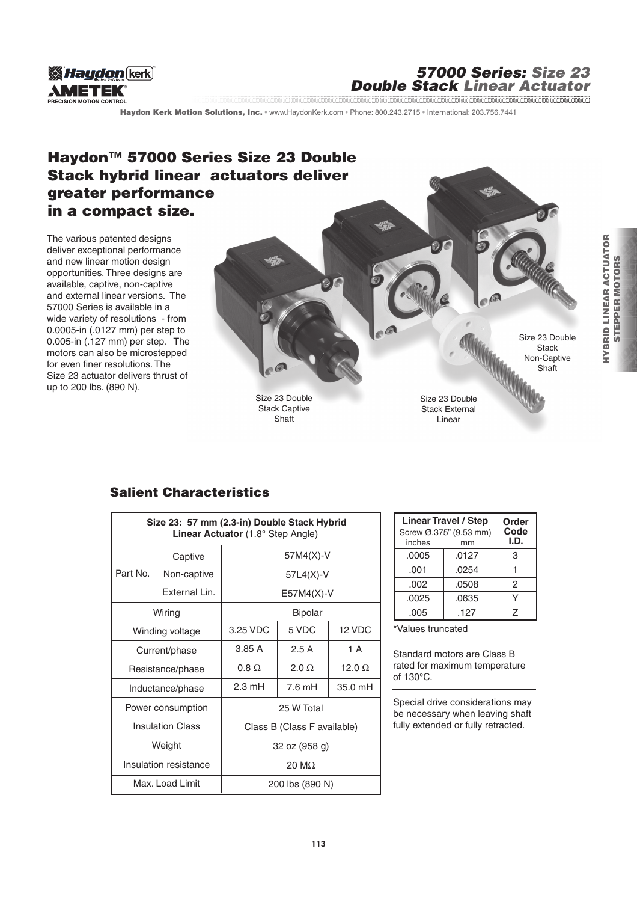# 57000 Series: Size 23 Double Stack Linear Actuator

Haydon Kerk Motion Solutions, Inc. • www.HaydonKerk.com • Phone: 800.243.2715 • International: 203.756.7441

## Haydon™ 57000 Series Size 23 Double Stack hybrid linear actuators deliver greater performance in a compact size.

The various patented designs deliver exceptional performance and new linear motion design opportunities. Three designs are available, captive, non-captive and external linear versions. The 57000 Series is available in a wide variety of resolutions - from 0.0005-in (.0127 mm) per step to 0.005-in (.127 mm) per step. The motors can also be microstepped for even finer resolutions. The Size 23 actuator delivers thrust of up to 200 lbs. (890 N).

Size 23 Double Stack Captive Shaft

Size 23 Double Stack External Linear

Size 23 Double Stack Non-Captive Shaft

## Salient Characteristics

| Size 23: 57 mm (2.3-in) Double Stack Hybrid **Linear Actuator** (1.8° Step Angle) | | | | |
|---|---|---|---|---|
| Part No. | Captive | 57M4(X)-V | | |
| | Non-captive | 57L4(X)-V | | |
| | External Lin. | E57M4(X)-V | | |
| Wiring | | Bipolar | | |
| Winding voltage | | 3.25 VDC | 5 VDC | 12 VDC |
| Current/phase | | 3.85 A | 2.5 A | 1 A |
| Resistance/phase | | 0.8 Ω | 2.0 Ω | 12.0 Ω |
| Inductance/phase | | 2.3 mH | 7.6 mH | 35.0 mH |
| Power consumption | | 25 W Total | | |
| Insulation Class | | Class B (Class F available) | | |
| Weight | | 32 oz (958 g) | | |
| Insulation resistance | | 20 MΩ | | |
| Max. Load Limit | | 200 lbs (890 N) | | |

| Linear Travel / Step Screw Ø.375" (9.53 mm) inches | mm | Order Code I.D. |
|---|---|---|
| .0005 | .0127 | 3 |
| .001 | .0254 | 1 |
| .002 | .0508 | 2 |
| .0025 | .0635 | Y |
| .005 | .127 | Z |

*Values truncated

Standard motors are Class B rated for maximum temperature of 130°C.

Special drive considerations may be necessary when leaving shaft fully extended or fully retracted.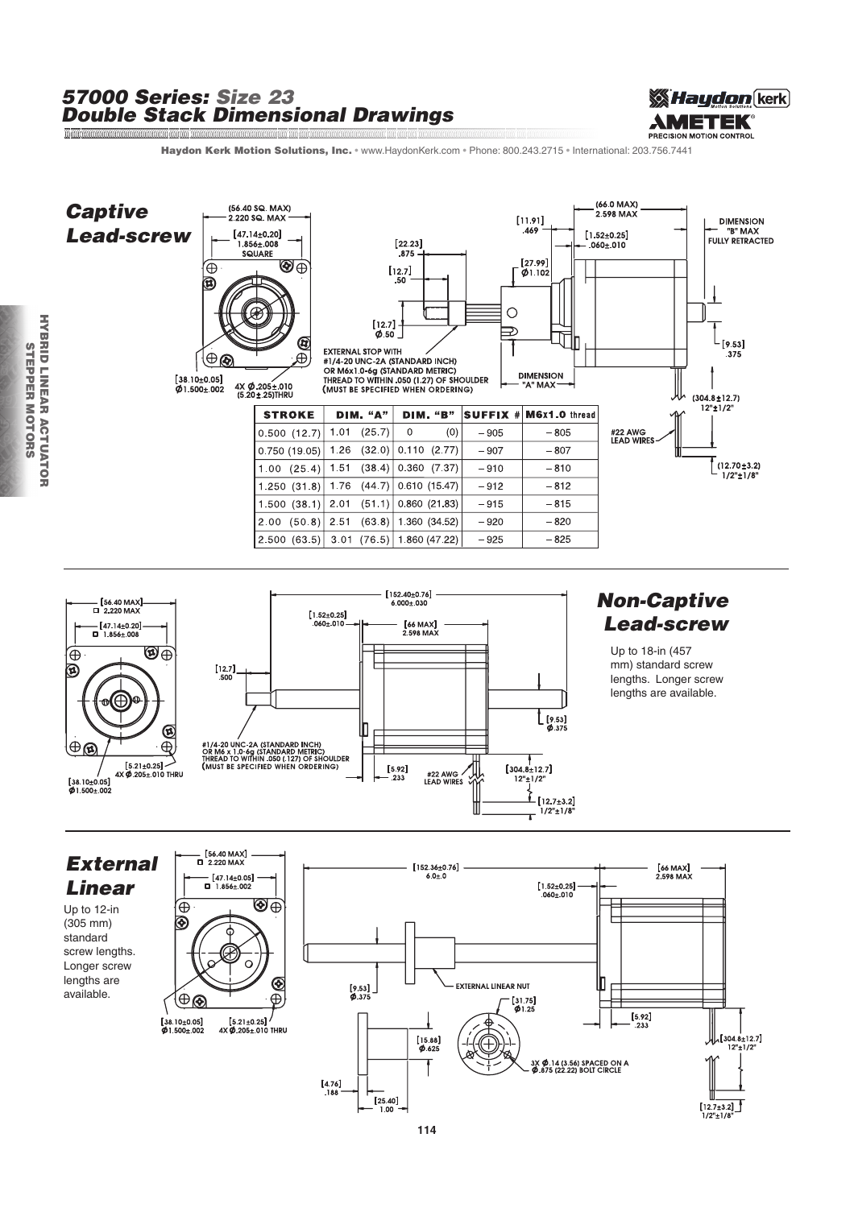# 57000 Series: Size 23 Double Stack Dimensional Drawings

Haydon Kerk Motion Solutions, Inc. • www.HaydonKerk.com • Phone: 800.243.2715 • International: 203.756.7441

HYBRID LINEAR ACTUATOR STEPPER MOTORS

## Captive Lead-screw

(56.40 SQ. MAX) 2.220 SQ. MAX

[47.14±0.20] 1.856±.008 SQUARE

[38.10±0.05] Ø1.500±.002

4X Ø.205±.010 (5.20±.25)THRU

[22.23] .875

[12.7] .50

[12.7] Ø.50

EXTERNAL STOP WITH #1/4-20 UNC-2A (STANDARD INCH) OR M6x1.0-6g (STANDARD METRIC) THREAD TO WITHIN .050 (1.27) OF SHOULDER (MUST BE SPECIFIED WHEN ORDERING)

[11.91] .469

[27.99] Ø1.102

DIMENSION "A" MAX

(66.0 MAX) 2.598 MAX

[1.52±0.25] .060±.010

DIMENSION "B" MAX FULLY RETRACTED

[9.53] .375

(304.8±12.7) 12"±1/2"

#22 AWG LEAD WIRES

(12.70±3.2) 1/2"±1/8"

| STROKE | DIM. "A" | DIM. "B" | SUFFIX # | M6x1.0 thread |
|---|---|---|---|---|
| 0.500 (12.7) | 1.01 (25.7) | 0 (0) | – 905 | – 805 |
| 0.750 (19.05) | 1.26 (32.0) | 0.110 (2.77) | – 907 | – 807 |
| 1.00 (25.4) | 1.51 (38.4) | 0.360 (7.37) | – 910 | – 810 |
| 1.250 (31.8) | 1.76 (44.7) | 0.610 (15.47) | – 912 | – 812 |
| 1.500 (38.1) | 2.01 (51.1) | 0.860 (21.83) | – 915 | – 815 |
| 2.00 (50.8) | 2.51 (63.8) | 1.360 (34.52) | – 920 | – 820 |
| 2.500 (63.5) | 3.01 (76.5) | 1.860 (47.22) | – 925 | – 825 |

## Non-Captive Lead-screw

Up to 18-in (457 mm) standard screw lengths. Longer screw lengths are available.

[56.40 MAX] □ 2.220 MAX

[47.14±0.20] □ 1.856±.008

[5.21±0.25] 4X Ø.205±.010 THRU

[38.10±0.05] Ø1.500±.002

[152.40±0.76] 6.000±.030

[1.52±0.25] .060±.010

[66 MAX] 2.598 MAX

[12.7] .500

[9.53] Ø.375

#1/4-20 UNC-2A (STANDARD INCH) OR M6 x 1.0-6g (STANDARD METRIC) THREAD TO WITHIN .050 (.127) OF SHOULDER (MUST BE SPECIFIED WHEN ORDERING)

[5.92] .233

#22 AWG LEAD WIRES

[304.8±12.7] 12"±1/2"

[12.7±3.2] 1/2"±1/8"

## External Linear

Up to 12-in (305 mm) standard screw lengths. Longer screw lengths are available.

[56.40 MAX] □ 2.220 MAX

[47.14±0.05] □ 1.856±.002

[38.10±0.05] Ø1.500±.002

[5.21±0.25] 4X Ø.205±.010 THRU

[152.36±0.76] 6.0±.0

[66 MAX] 2.598 MAX

[1.52±0.25] .060±.010

[9.53] Ø.375

EXTERNAL LINEAR NUT

[31.75] Ø1.25

[15.88] Ø.625

3X Ø.14 (3.56) SPACED ON A Ø.875 (22.22) BOLT CIRCLE

[4.76] .188

[25.40] 1.00

[5.92] .233

[304.8±12.7] 12"±1/2"

[12.7±3.2] 1/2"±1/8"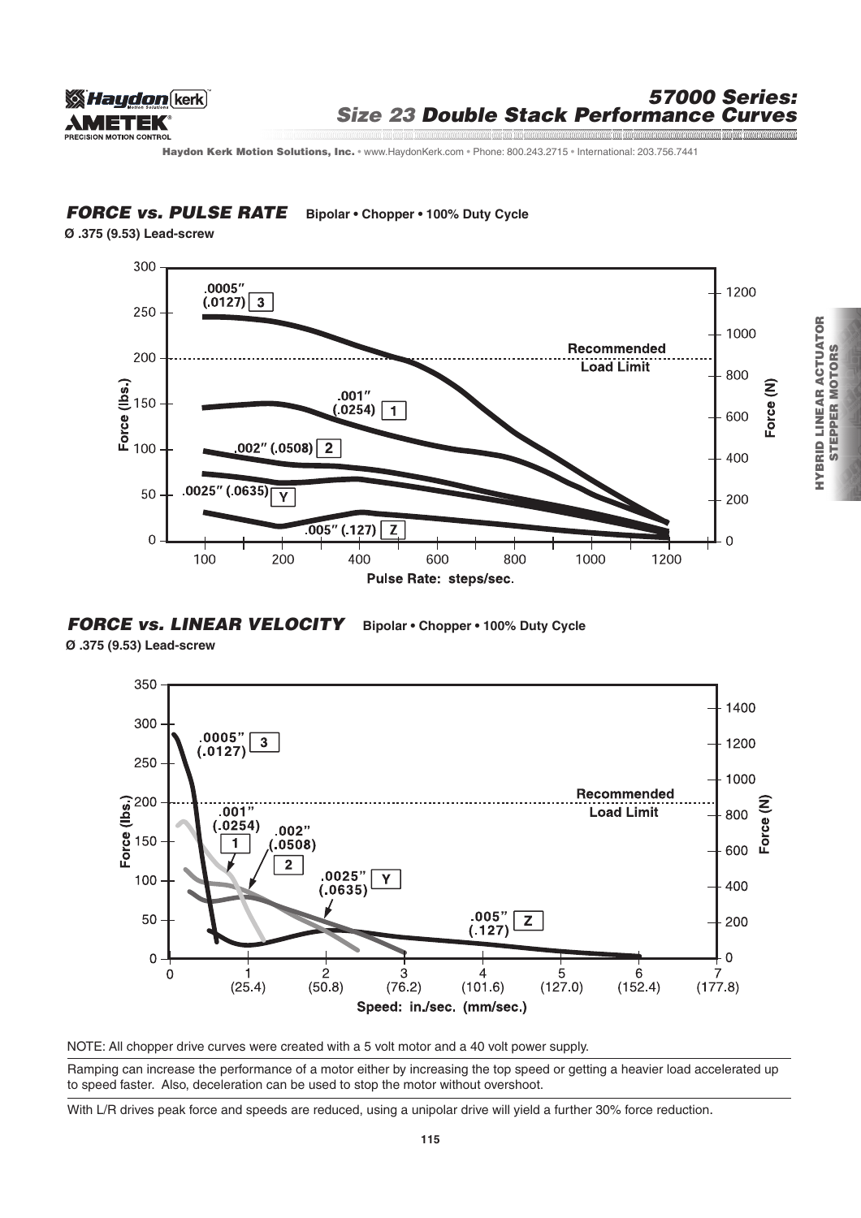# 57000 Series: *Size 23* Double Stack Performance Curves

**Haydon Kerk Motion Solutions, Inc.** • www.HaydonKerk.com • Phone: 800.243.2715 • International: 203.756.7441

HYBRID LINEAR ACTUATOR STEPPER MOTORS

## *FORCE vs. PULSE RATE* **Bipolar • Chopper • 100% Duty Cycle**

**Ø .375 (9.53) Lead-screw**

Force (lbs.)
0
50
100
150
200
250
300

Force (N)
0
200
400
600
800
1000
1200

Pulse Rate: steps/sec.
100
200
400
600
800
1000
1200

Recommended Load Limit

.0005″ (.0127) 3
.001″ (.0254) 1
.002″ (.0508) 2
.0025″ (.0635) Y
.005″ (.127) Z

## *FORCE vs. LINEAR VELOCITY* **Bipolar • Chopper • 100% Duty Cycle**

**Ø .375 (9.53) Lead-screw**

Force (lbs.)
0
50
100
150
200
250
300
350

Force (N)
0
200
400
600
800
1000
1200
1400

Speed: in./sec. (mm/sec.)
0
1 (25.4)
2 (50.8)
3 (76.2)
4 (101.6)
5 (127.0)
6 (152.4)
7 (177.8)

Recommended Load Limit

.0005" (.0127) 3
.001" (.0254) 1
.002" (.0508) 2
.0025" (.0635) Y
.005" (.127) Z

NOTE: All chopper drive curves were created with a 5 volt motor and a 40 volt power supply.

Ramping can increase the performance of a motor either by increasing the top speed or getting a heavier load accelerated up to speed faster. Also, deceleration can be used to stop the motor without overshoot.

With L/R drives peak force and speeds are reduced, using a unipolar drive will yield a further 30% force reduction.